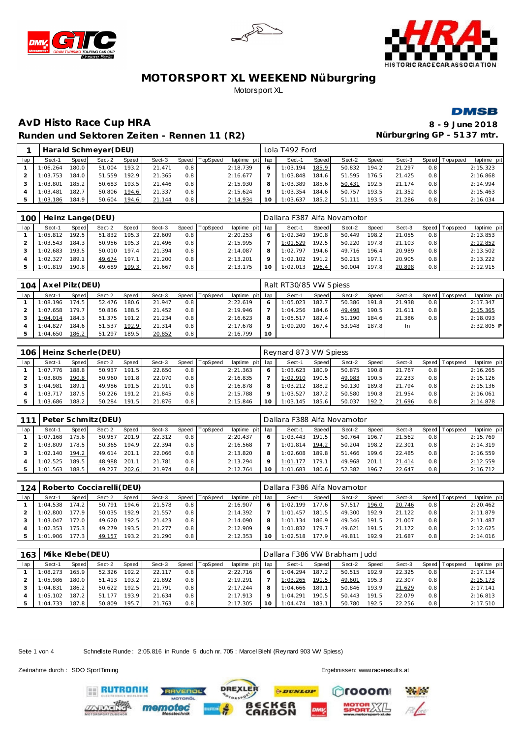# MOTORSPORT XL WEEKEND Nüburgring

Motorsport XL

## AvD Histo Race Cup HRA

**Runden und Sektoren Zeiten - Rennen 11 (R2)**

**8 - 9 June 2018**

**Nürburgring GP - 5137 mtr.**

### 1 Harald Schmeyer(DEU) — Lola T492 Ford

| lap | Sect-1 | Speed | Sect-2 | Speed | Sect-3 | Speed | TopSpeed | laptime pit | lap | Sect-1 | Speed | Sect-2 | Speed | Sect-3 | Speed | Topspeed | laptime pit |
|---|---|---|---|---|---|---|---|---|---|---|---|---|---|---|---|---|---|
| 1 | 1:06.264 | 180.0 | 51.004 | 193.2 | 21.471 | 0.8 | | 2:18.739 | 6 | 1:03.194 | 185.9 | 50.832 | 194.2 | 21.297 | 0.8 | | 2:15.323 |
| 2 | 1:03.753 | 184.0 | 51.559 | 192.9 | 21.365 | 0.8 | | 2:16.677 | 7 | 1:03.848 | 184.6 | 51.595 | 176.5 | 21.425 | 0.8 | | 2:16.868 |
| 3 | 1:03.801 | 185.2 | 50.683 | 193.5 | 21.446 | 0.8 | | 2:15.930 | 8 | 1:03.389 | 185.6 | 50.431 | 192.5 | 21.174 | 0.8 | | 2:14.994 |
| 4 | 1:03.481 | 182.7 | 50.806 | 194.6 | 21.337 | 0.8 | | 2:15.624 | 9 | 1:03.354 | 184.6 | 50.757 | 193.5 | 21.352 | 0.8 | | 2:15.463 |
| 5 | 1:03.186 | 184.9 | 50.604 | 194.6 | 21.144 | 0.8 | | 2:14.934 | 10 | 1:03.637 | 185.2 | 51.111 | 193.5 | 21.286 | 0.8 | | 2:16.034 |

### 100 Heinz Lange(DEU) — Dallara F387 Alfa Novamotor

| lap | Sect-1 | Speed | Sect-2 | Speed | Sect-3 | Speed | TopSpeed | laptime pit | lap | Sect-1 | Speed | Sect-2 | Speed | Sect-3 | Speed | Topspeed | laptime pit |
|---|---|---|---|---|---|---|---|---|---|---|---|---|---|---|---|---|---|
| 1 | 1:05.812 | 192.5 | 51.832 | 195.3 | 22.609 | 0.8 | | 2:20.253 | 6 | 1:02.349 | 190.8 | 50.449 | 198.2 | 21.055 | 0.8 | | 2:13.853 |
| 2 | 1:03.543 | 184.3 | 50.956 | 195.3 | 21.496 | 0.8 | | 2:15.995 | 7 | 1:01.529 | 192.5 | 50.220 | 197.8 | 21.103 | 0.8 | | 2:12.852 |
| 3 | 1:02.683 | 193.5 | 50.010 | 197.4 | 21.394 | 0.8 | | 2:14.087 | 8 | 1:02.797 | 194.6 | 49.716 | 196.4 | 20.989 | 0.8 | | 2:13.502 |
| 4 | 1:02.327 | 189.1 | 49.674 | 197.1 | 21.200 | 0.8 | | 2:13.201 | 9 | 1:02.102 | 191.2 | 50.215 | 197.1 | 20.905 | 0.8 | | 2:13.222 |
| 5 | 1:01.819 | 190.8 | 49.689 | 199.3 | 21.667 | 0.8 | | 2:13.175 | 10 | 1:02.013 | 196.4 | 50.004 | 197.8 | 20.898 | 0.8 | | 2:12.915 |

### 104 Axel Pilz(DEU) — Ralt RT30/85 VW Spiess

| lap | Sect-1 | Speed | Sect-2 | Speed | Sect-3 | Speed | TopSpeed | laptime pit | lap | Sect-1 | Speed | Sect-2 | Speed | Sect-3 | Speed | Topspeed | laptime pit |
|---|---|---|---|---|---|---|---|---|---|---|---|---|---|---|---|---|---|
| 1 | 1:08.196 | 174.5 | 52.476 | 180.6 | 21.947 | 0.8 | | 2:22.619 | 6 | 1:05.023 | 182.7 | 50.386 | 191.8 | 21.938 | 0.8 | | 2:17.347 |
| 2 | 1:07.658 | 179.7 | 50.836 | 188.5 | 21.452 | 0.8 | | 2:19.946 | 7 | 1:04.256 | 184.6 | 49.498 | 190.5 | 21.611 | 0.8 | | 2:15.365 |
| 3 | 1:04.014 | 184.3 | 51.375 | 191.2 | 21.234 | 0.8 | | 2:16.623 | 8 | 1:05.517 | 182.4 | 51.190 | 184.6 | 21.386 | 0.8 | | 2:18.093 |
| 4 | 1:04.827 | 184.6 | 51.537 | 192.9 | 21.314 | 0.8 | | 2:17.678 | 9 | 1:09.200 | 167.4 | 53.948 | 187.8 | In | | | 2:32.805 P |
| 5 | 1:04.650 | 186.2 | 51.297 | 189.5 | 20.852 | 0.8 | | 2:16.799 | 10 | | | | | | | | |

### 106 Heinz Scherle(DEU) — Reynard 873 VW Spiess

| lap | Sect-1 | Speed | Sect-2 | Speed | Sect-3 | Speed | TopSpeed | laptime pit | lap | Sect-1 | Speed | Sect-2 | Speed | Sect-3 | Speed | Topspeed | laptime pit |
|---|---|---|---|---|---|---|---|---|---|---|---|---|---|---|---|---|---|
| 1 | 1:07.776 | 188.8 | 50.937 | 191.5 | 22.650 | 0.8 | | 2:21.363 | 6 | 1:03.623 | 180.9 | 50.875 | 190.8 | 21.767 | 0.8 | | 2:16.265 |
| 2 | 1:03.805 | 190.8 | 50.960 | 191.8 | 22.070 | 0.8 | | 2:16.835 | 7 | 1:02.910 | 190.5 | 49.983 | 190.5 | 22.233 | 0.8 | | 2:15.126 |
| 3 | 1:04.981 | 189.1 | 49.986 | 191.5 | 21.911 | 0.8 | | 2:16.878 | 8 | 1:03.212 | 188.2 | 50.130 | 189.8 | 21.794 | 0.8 | | 2:15.136 |
| 4 | 1:03.717 | 187.5 | 50.226 | 191.2 | 21.845 | 0.8 | | 2:15.788 | 9 | 1:03.527 | 187.2 | 50.580 | 190.8 | 21.954 | 0.8 | | 2:16.061 |
| 5 | 1:03.686 | 188.2 | 50.284 | 191.5 | 21.876 | 0.8 | | 2:15.846 | 10 | 1:03.145 | 185.6 | 50.037 | 192.2 | 21.696 | 0.8 | | 2:14.878 |

### 111 Peter Schmitz(DEU) — Dallara F388 Alfa Novamotor

| lap | Sect-1 | Speed | Sect-2 | Speed | Sect-3 | Speed | TopSpeed | laptime pit | lap | Sect-1 | Speed | Sect-2 | Speed | Sect-3 | Speed | Topspeed | laptime pit |
|---|---|---|---|---|---|---|---|---|---|---|---|---|---|---|---|---|---|
| 1 | 1:07.168 | 175.6 | 50.957 | 201.9 | 22.312 | 0.8 | | 2:20.437 | 6 | 1:03.443 | 191.5 | 50.764 | 196.7 | 21.562 | 0.8 | | 2:15.769 |
| 2 | 1:03.809 | 178.5 | 50.365 | 194.9 | 22.394 | 0.8 | | 2:16.568 | 7 | 1:01.814 | 194.2 | 50.204 | 198.2 | 22.301 | 0.8 | | 2:14.319 |
| 3 | 1:02.140 | 194.2 | 49.614 | 201.1 | 22.066 | 0.8 | | 2:13.820 | 8 | 1:02.608 | 189.8 | 51.466 | 199.6 | 22.485 | 0.8 | | 2:16.559 |
| 4 | 1:02.525 | 189.5 | 48.988 | 201.1 | 21.781 | 0.8 | | 2:13.294 | 9 | 1:01.177 | 179.1 | 49.968 | 201.1 | 21.414 | 0.8 | | 2:12.559 |
| 5 | 1:01.563 | 188.5 | 49.227 | 202.6 | 21.974 | 0.8 | | 2:12.764 | 10 | 1:01.683 | 180.6 | 52.382 | 196.7 | 22.647 | 0.8 | | 2:16.712 |

### 124 Roberto Cocciarelli(DEU) — Dallara F386 Alfa Novamotor

| lap | Sect-1 | Speed | Sect-2 | Speed | Sect-3 | Speed | TopSpeed | laptime pit | lap | Sect-1 | Speed | Sect-2 | Speed | Sect-3 | Speed | Topspeed | laptime pit |
|---|---|---|---|---|---|---|---|---|---|---|---|---|---|---|---|---|---|
| 1 | 1:04.538 | 174.2 | 50.791 | 194.6 | 21.578 | 0.8 | | 2:16.907 | 6 | 1:02.199 | 177.6 | 57.517 | 196.0 | 20.746 | 0.8 | | 2:20.462 |
| 2 | 1:02.800 | 177.9 | 50.035 | 192.9 | 21.557 | 0.8 | | 2:14.392 | 7 | 1:01.457 | 181.5 | 49.300 | 192.9 | 21.122 | 0.8 | | 2:11.879 |
| 3 | 1:03.047 | 172.0 | 49.620 | 192.5 | 21.423 | 0.8 | | 2:14.090 | 8 | 1:01.134 | 186.9 | 49.346 | 191.5 | 21.007 | 0.8 | | 2:11.487 |
| 4 | 1:02.353 | 175.3 | 49.279 | 193.5 | 21.277 | 0.8 | | 2:12.909 | 9 | 1:01.832 | 179.7 | 49.621 | 191.5 | 21.172 | 0.8 | | 2:12.625 |
| 5 | 1:01.906 | 177.3 | 49.157 | 193.2 | 21.290 | 0.8 | | 2:12.353 | 10 | 1:02.518 | 177.9 | 49.811 | 192.9 | 21.687 | 0.8 | | 2:14.016 |

### 163 Mike Klebe(DEU) — Dallara F386 VW Brabham Judd

| lap | Sect-1 | Speed | Sect-2 | Speed | Sect-3 | Speed | TopSpeed | laptime pit | lap | Sect-1 | Speed | Sect-2 | Speed | Sect-3 | Speed | Topspeed | laptime pit |
|---|---|---|---|---|---|---|---|---|---|---|---|---|---|---|---|---|---|
| 1 | 1:08.273 | 165.9 | 52.326 | 192.2 | 22.117 | 0.8 | | 2:22.716 | 6 | 1:04.294 | 187.2 | 50.515 | 192.9 | 22.325 | 0.8 | | 2:17.134 |
| 2 | 1:05.986 | 180.0 | 51.413 | 193.2 | 21.892 | 0.8 | | 2:19.291 | 7 | 1:03.265 | 191.5 | 49.601 | 195.3 | 22.307 | 0.8 | | 2:15.173 |
| 3 | 1:04.831 | 186.2 | 50.622 | 192.5 | 21.791 | 0.8 | | 2:17.244 | 8 | 1:04.666 | 189.1 | 50.846 | 193.9 | 21.629 | 0.8 | | 2:17.141 |
| 4 | 1:05.102 | 187.2 | 51.177 | 193.9 | 21.634 | 0.8 | | 2:17.913 | 9 | 1:04.291 | 190.5 | 50.443 | 191.5 | 22.079 | 0.8 | | 2:16.813 |
| 5 | 1:04.733 | 187.8 | 50.809 | 195.7 | 21.763 | 0.8 | | 2:17.305 | 10 | 1:04.474 | 183.1 | 50.780 | 192.5 | 22.256 | 0.8 | | 2:17.510 |

Schnellste Runde: 2:05.816 in Runde 5 duch nr. 705 : Marcel Biehl (Reynard 903 VW Spiess)

Zeitnahme durch : SDO SportTiming

Ergebnissen: www.raceresults.at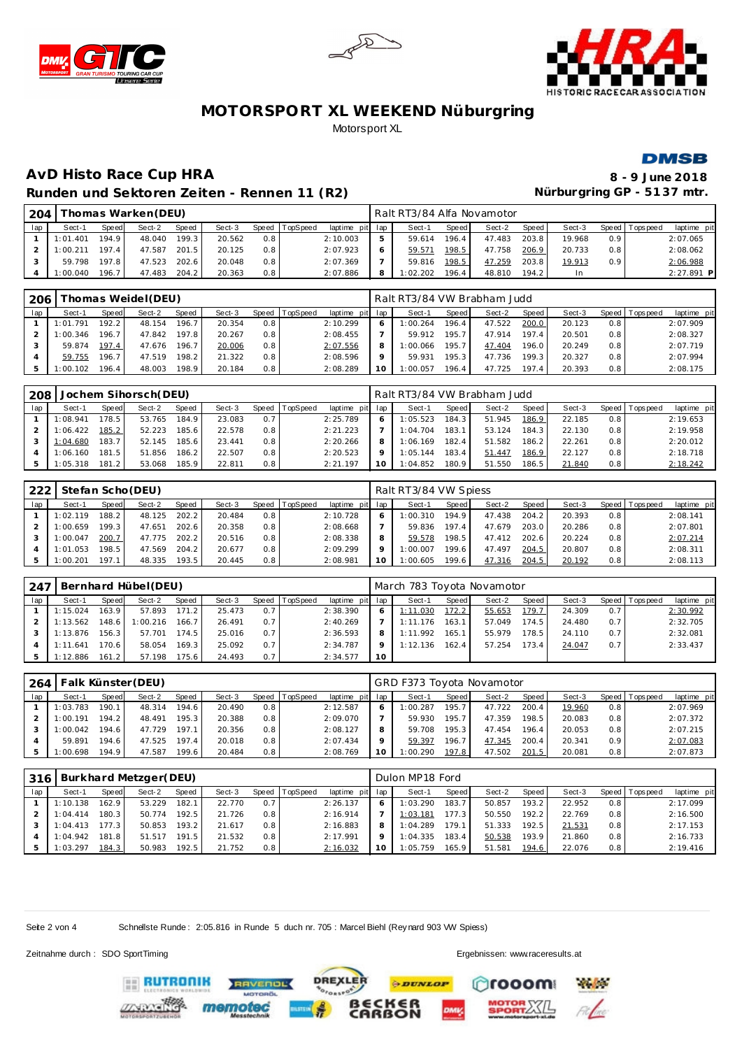# MOTORSPORT XL WEEKEND Nüburgring

Motorsport XL

## AvD Histo Race Cup HRA

**8 - 9 June 2018**

### Runden und Sektoren Zeiten - Rennen 11 (R2)

**Nürburgring GP - 5137 mtr.**

| 204 | Thomas Warken(DEU) | | | | | | | | | Ralt RT3/84 Alfa Novamotor | | | | | | | | |
|---|---|---|---|---|---|---|---|---|---|---|---|---|---|---|---|---|---|---|
| lap | Sect-1 | Speed | Sect-2 | Speed | Sect-3 | Speed | TopSpeed | laptime pit | lap | Sect-1 | Speed | Sect-2 | Speed | Sect-3 | Speed | Topspeed | laptime pit |
| 1 | 1:01.401 | 194.9 | 48.040 | 199.3 | 20.562 | 0.8 | | 2:10.003 | 5 | 59.614 | 196.4 | 47.483 | 203.8 | 19.968 | 0.9 | | 2:07.065 |
| 2 | 1:00.211 | 197.4 | 47.587 | 201.5 | 20.125 | 0.8 | | 2:07.923 | 6 | 59.571 | 198.5 | 47.758 | 206.9 | 20.733 | 0.8 | | 2:08.062 |
| 3 | 59.798 | 197.8 | 47.523 | 202.6 | 20.048 | 0.8 | | 2:07.369 | 7 | 59.816 | 198.5 | 47.259 | 203.8 | 19.913 | 0.9 | | 2:06.988 |
| 4 | 1:00.040 | 196.7 | 47.483 | 204.2 | 20.363 | 0.8 | | 2:07.886 | 8 | 1:02.202 | 196.4 | 48.810 | 194.2 | In | | | 2:27.891 P |

| 206 | Thomas Weidel(DEU) | | | | | | | | | Ralt RT3/84 VW Brabham Judd | | | | | | | | |
|---|---|---|---|---|---|---|---|---|---|---|---|---|---|---|---|---|---|---|
| lap | Sect-1 | Speed | Sect-2 | Speed | Sect-3 | Speed | TopSpeed | laptime pit | lap | Sect-1 | Speed | Sect-2 | Speed | Sect-3 | Speed | Topspeed | laptime pit |
| 1 | 1:01.791 | 192.2 | 48.154 | 196.7 | 20.354 | 0.8 | | 2:10.299 | 6 | 1:00.264 | 196.4 | 47.522 | 200.0 | 20.123 | 0.8 | | 2:07.909 |
| 2 | 1:00.346 | 196.7 | 47.842 | 197.8 | 20.267 | 0.8 | | 2:08.455 | 7 | 59.912 | 195.7 | 47.914 | 197.4 | 20.501 | 0.8 | | 2:08.327 |
| 3 | 59.874 | 197.4 | 47.676 | 196.7 | 20.006 | 0.8 | | 2:07.556 | 8 | 1:00.066 | 195.7 | 47.404 | 196.0 | 20.249 | 0.8 | | 2:07.719 |
| 4 | 59.755 | 196.7 | 47.519 | 198.2 | 21.322 | 0.8 | | 2:08.596 | 9 | 59.931 | 195.3 | 47.736 | 199.3 | 20.327 | 0.8 | | 2:07.994 |
| 5 | 1:00.102 | 196.4 | 48.003 | 198.9 | 20.184 | 0.8 | | 2:08.289 | 10 | 1:00.057 | 196.4 | 47.725 | 197.4 | 20.393 | 0.8 | | 2:08.175 |

| 208 | Jochem Sihorsch(DEU) | | | | | | | | | Ralt RT3/84 VW Brabham Judd | | | | | | | | |
|---|---|---|---|---|---|---|---|---|---|---|---|---|---|---|---|---|---|---|
| lap | Sect-1 | Speed | Sect-2 | Speed | Sect-3 | Speed | TopSpeed | laptime pit | lap | Sect-1 | Speed | Sect-2 | Speed | Sect-3 | Speed | Topspeed | laptime pit |
| 1 | 1:08.941 | 178.5 | 53.765 | 184.9 | 23.083 | 0.7 | | 2:25.789 | 6 | 1:05.523 | 184.3 | 51.945 | 186.9 | 22.185 | 0.8 | | 2:19.653 |
| 2 | 1:06.422 | 185.2 | 52.223 | 185.6 | 22.578 | 0.8 | | 2:21.223 | 7 | 1:04.704 | 183.1 | 53.124 | 184.3 | 22.130 | 0.8 | | 2:19.958 |
| 3 | 1:04.680 | 183.7 | 52.145 | 185.6 | 23.441 | 0.8 | | 2:20.266 | 8 | 1:06.169 | 182.4 | 51.582 | 186.2 | 22.261 | 0.8 | | 2:20.012 |
| 4 | 1:06.160 | 181.5 | 51.856 | 186.2 | 22.507 | 0.8 | | 2:20.523 | 9 | 1:05.144 | 183.4 | 51.447 | 186.9 | 22.127 | 0.8 | | 2:18.718 |
| 5 | 1:05.318 | 181.2 | 53.068 | 185.9 | 22.811 | 0.8 | | 2:21.197 | 10 | 1:04.852 | 180.9 | 51.550 | 186.5 | 21.840 | 0.8 | | 2:18.242 |

| 222 | Stefan Scho(DEU) | | | | | | | | | Ralt RT3/84 VW Spiess | | | | | | | | |
|---|---|---|---|---|---|---|---|---|---|---|---|---|---|---|---|---|---|---|
| lap | Sect-1 | Speed | Sect-2 | Speed | Sect-3 | Speed | TopSpeed | laptime pit | lap | Sect-1 | Speed | Sect-2 | Speed | Sect-3 | Speed | Topspeed | laptime pit |
| 1 | 1:02.119 | 188.2 | 48.125 | 202.2 | 20.484 | 0.8 | | 2:10.728 | 6 | 1:00.310 | 194.9 | 47.438 | 204.2 | 20.393 | 0.8 | | 2:08.141 |
| 2 | 1:00.659 | 199.3 | 47.651 | 202.6 | 20.358 | 0.8 | | 2:08.668 | 7 | 59.836 | 197.4 | 47.679 | 203.0 | 20.286 | 0.8 | | 2:07.801 |
| 3 | 1:00.047 | 200.7 | 47.775 | 202.2 | 20.516 | 0.8 | | 2:08.338 | 8 | 59.578 | 198.5 | 47.412 | 202.6 | 20.224 | 0.8 | | 2:07.214 |
| 4 | 1:01.053 | 198.5 | 47.569 | 204.2 | 20.677 | 0.8 | | 2:09.299 | 9 | 1:00.007 | 199.6 | 47.497 | 204.5 | 20.807 | 0.8 | | 2:08.311 |
| 5 | 1:00.201 | 197.1 | 48.335 | 193.5 | 20.445 | 0.8 | | 2:08.981 | 10 | 1:00.605 | 199.6 | 47.316 | 204.5 | 20.192 | 0.8 | | 2:08.113 |

| 247 | Bernhard Hübel(DEU) | | | | | | | | | March 783 Toyota Novamotor | | | | | | | | |
|---|---|---|---|---|---|---|---|---|---|---|---|---|---|---|---|---|---|---|
| lap | Sect-1 | Speed | Sect-2 | Speed | Sect-3 | Speed | TopSpeed | laptime pit | lap | Sect-1 | Speed | Sect-2 | Speed | Sect-3 | Speed | Topspeed | laptime pit |
| 1 | 1:15.024 | 163.9 | 57.893 | 171.2 | 25.473 | 0.7 | | 2:38.390 | 6 | 1:11.030 | 172.2 | 55.653 | 179.7 | 24.309 | 0.7 | | 2:30.992 |
| 2 | 1:13.562 | 148.6 | 1:00.216 | 166.7 | 26.491 | 0.7 | | 2:40.269 | 7 | 1:11.176 | 163.1 | 57.049 | 174.5 | 24.480 | 0.7 | | 2:32.705 |
| 3 | 1:13.876 | 156.3 | 57.701 | 174.5 | 25.016 | 0.7 | | 2:36.593 | 8 | 1:11.992 | 165.1 | 55.979 | 178.5 | 24.110 | 0.7 | | 2:32.081 |
| 4 | 1:11.641 | 170.6 | 58.054 | 169.3 | 25.092 | 0.7 | | 2:34.787 | 9 | 1:12.136 | 162.4 | 57.254 | 173.4 | 24.047 | 0.7 | | 2:33.437 |
| 5 | 1:12.886 | 161.2 | 57.198 | 175.6 | 24.493 | 0.7 | | 2:34.577 | 10 | | | | | | | | |

| 264 | Falk Künster(DEU) | | | | | | | | | GRD F373 Toyota Novamotor | | | | | | | | |
|---|---|---|---|---|---|---|---|---|---|---|---|---|---|---|---|---|---|---|
| lap | Sect-1 | Speed | Sect-2 | Speed | Sect-3 | Speed | TopSpeed | laptime pit | lap | Sect-1 | Speed | Sect-2 | Speed | Sect-3 | Speed | Topspeed | laptime pit |
| 1 | 1:03.783 | 190.1 | 48.314 | 194.6 | 20.490 | 0.8 | | 2:12.587 | 6 | 1:00.287 | 195.7 | 47.722 | 200.4 | 19.960 | 0.8 | | 2:07.969 |
| 2 | 1:00.191 | 194.2 | 48.491 | 195.3 | 20.388 | 0.8 | | 2:09.070 | 7 | 59.930 | 195.7 | 47.359 | 198.5 | 20.083 | 0.8 | | 2:07.372 |
| 3 | 1:00.042 | 194.6 | 47.729 | 197.1 | 20.356 | 0.8 | | 2:08.127 | 8 | 59.708 | 195.3 | 47.454 | 196.4 | 20.053 | 0.8 | | 2:07.215 |
| 4 | 59.891 | 194.6 | 47.525 | 197.4 | 20.018 | 0.8 | | 2:07.434 | 9 | 59.397 | 196.7 | 47.345 | 200.4 | 20.341 | 0.9 | | 2:07.083 |
| 5 | 1:00.698 | 194.9 | 47.587 | 199.6 | 20.484 | 0.8 | | 2:08.769 | 10 | 1:00.290 | 197.8 | 47.502 | 201.5 | 20.081 | 0.8 | | 2:07.873 |

| 316 | Burkhard Metzger(DEU) | | | | | | | | | Dulon MP18 Ford | | | | | | | | |
|---|---|---|---|---|---|---|---|---|---|---|---|---|---|---|---|---|---|---|
| lap | Sect-1 | Speed | Sect-2 | Speed | Sect-3 | Speed | TopSpeed | laptime pit | lap | Sect-1 | Speed | Sect-2 | Speed | Sect-3 | Speed | Topspeed | laptime pit |
| 1 | 1:10.138 | 162.9 | 53.229 | 182.1 | 22.770 | 0.7 | | 2:26.137 | 6 | 1:03.290 | 183.7 | 50.857 | 193.2 | 22.952 | 0.8 | | 2:17.099 |
| 2 | 1:04.414 | 180.3 | 50.774 | 192.5 | 21.726 | 0.8 | | 2:16.914 | 7 | 1:03.181 | 177.3 | 50.550 | 192.2 | 22.769 | 0.8 | | 2:16.500 |
| 3 | 1:04.413 | 177.3 | 50.853 | 193.2 | 21.617 | 0.8 | | 2:16.883 | 8 | 1:04.289 | 179.1 | 51.333 | 192.5 | 21.531 | 0.8 | | 2:17.153 |
| 4 | 1:04.942 | 181.8 | 51.517 | 191.5 | 21.532 | 0.8 | | 2:17.991 | 9 | 1:04.335 | 183.4 | 50.538 | 193.9 | 21.860 | 0.8 | | 2:16.733 |
| 5 | 1:03.297 | 184.3 | 50.983 | 192.5 | 21.752 | 0.8 | | 2:16.032 | 10 | 1:05.759 | 165.9 | 51.581 | 194.6 | 22.076 | 0.8 | | 2:19.416 |

Schnellste Runde : 2:05.816 in Runde 5 duch nr. 705 : Marcel Biehl (Reynard 903 VW Spiess)

Zeitnahme durch : SDO SportTiming

Ergebnissen: www.raceresults.at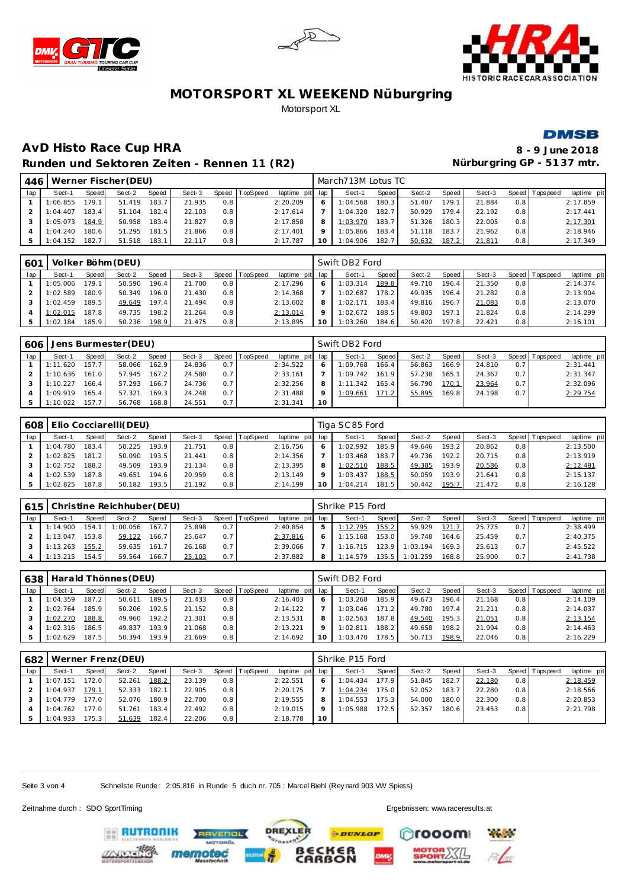# MOTORSPORT XL WEEKEND Nüburgring

Motorsport XL

## AvD Histo Race Cup HRA

**8 - 9 June 2018**

### Runden und Sektoren Zeiten - Rennen 11 (R2)

**Nürburgring GP - 5137 mtr.**

| 446 | Werner Fischer(DEU) | | | | | | | | March713M Lotus TC | | | | | | | | |
|---|---|---|---|---|---|---|---|---|---|---|---|---|---|---|---|---|---|
| lap | Sect-1 | Speed | Sect-2 | Speed | Sect-3 | Speed | TopSpeed | laptime pit | lap | Sect-1 | Speed | Sect-2 | Speed | Sect-3 | Speed | Topspeed | laptime pit |
| 1 | 1:06.855 | 179.1 | 51.419 | 183.7 | 21.935 | 0.8 | | 2:20.209 | 6 | 1:04.568 | 180.3 | 51.407 | 179.1 | 21.884 | 0.8 | | 2:17.859 |
| 2 | 1:04.407 | 183.4 | 51.104 | 182.4 | 22.103 | 0.8 | | 2:17.614 | 7 | 1:04.320 | 182.7 | 50.929 | 179.4 | 22.192 | 0.8 | | 2:17.441 |
| 3 | 1:05.073 | 184.9 | 50.958 | 183.4 | 21.827 | 0.8 | | 2:17.858 | 8 | 1:03.970 | 183.7 | 51.326 | 180.3 | 22.005 | 0.8 | | 2:17.301 |
| 4 | 1:04.240 | 180.6 | 51.295 | 181.5 | 21.866 | 0.8 | | 2:17.401 | 9 | 1:05.866 | 183.4 | 51.118 | 183.7 | 21.962 | 0.8 | | 2:18.946 |
| 5 | 1:04.152 | 182.7 | 51.518 | 183.1 | 22.117 | 0.8 | | 2:17.787 | 10 | 1:04.906 | 182.7 | 50.632 | 187.2 | 21.811 | 0.8 | | 2:17.349 |

| 601 | Volker Böhm(DEU) | | | | | | | | Swift DB2 Ford | | | | | | | | |
|---|---|---|---|---|---|---|---|---|---|---|---|---|---|---|---|---|---|
| lap | Sect-1 | Speed | Sect-2 | Speed | Sect-3 | Speed | TopSpeed | laptime pit | lap | Sect-1 | Speed | Sect-2 | Speed | Sect-3 | Speed | Topspeed | laptime pit |
| 1 | 1:05.006 | 179.1 | 50.590 | 196.4 | 21.700 | 0.8 | | 2:17.296 | 6 | 1:03.314 | 189.8 | 49.710 | 196.4 | 21.350 | 0.8 | | 2:14.374 |
| 2 | 1:02.589 | 180.9 | 50.349 | 196.0 | 21.430 | 0.8 | | 2:14.368 | 7 | 1:02.687 | 178.2 | 49.935 | 196.4 | 21.282 | 0.8 | | 2:13.904 |
| 3 | 1:02.459 | 189.5 | 49.649 | 197.4 | 21.494 | 0.8 | | 2:13.602 | 8 | 1:02.171 | 183.4 | 49.816 | 196.7 | 21.083 | 0.8 | | 2:13.070 |
| 4 | 1:02.015 | 187.8 | 49.735 | 198.2 | 21.264 | 0.8 | | 2:13.014 | 9 | 1:02.672 | 188.5 | 49.803 | 197.1 | 21.824 | 0.8 | | 2:14.299 |
| 5 | 1:02.184 | 185.9 | 50.236 | 198.9 | 21.475 | 0.8 | | 2:13.895 | 10 | 1:03.260 | 184.6 | 50.420 | 197.8 | 22.421 | 0.8 | | 2:16.101 |

| 606 | Jens Burmester(DEU) | | | | | | | | Swift DB2 Ford | | | | | | | | |
|---|---|---|---|---|---|---|---|---|---|---|---|---|---|---|---|---|---|
| lap | Sect-1 | Speed | Sect-2 | Speed | Sect-3 | Speed | TopSpeed | laptime pit | lap | Sect-1 | Speed | Sect-2 | Speed | Sect-3 | Speed | Topspeed | laptime pit |
| 1 | 1:11.620 | 157.7 | 58.066 | 162.9 | 24.836 | 0.7 | | 2:34.522 | 6 | 1:09.768 | 166.4 | 56.863 | 166.9 | 24.810 | 0.7 | | 2:31.441 |
| 2 | 1:10.636 | 161.0 | 57.945 | 167.2 | 24.580 | 0.7 | | 2:33.161 | 7 | 1:09.742 | 161.9 | 57.238 | 165.1 | 24.367 | 0.7 | | 2:31.347 |
| 3 | 1:10.227 | 166.4 | 57.293 | 166.7 | 24.736 | 0.7 | | 2:32.256 | 8 | 1:11.342 | 165.4 | 56.790 | 170.1 | 23.964 | 0.7 | | 2:32.096 |
| 4 | 1:09.919 | 165.4 | 57.321 | 169.3 | 24.248 | 0.7 | | 2:31.488 | 9 | 1:09.661 | 171.2 | 55.895 | 169.8 | 24.198 | 0.7 | | 2:29.754 |
| 5 | 1:10.022 | 157.7 | 56.768 | 168.8 | 24.551 | 0.7 | | 2:31.341 | 10 | | | | | | | | |

| 608 | Elio Cocciarelli(DEU) | | | | | | | | Tiga SC85 Ford | | | | | | | | |
|---|---|---|---|---|---|---|---|---|---|---|---|---|---|---|---|---|---|
| lap | Sect-1 | Speed | Sect-2 | Speed | Sect-3 | Speed | TopSpeed | laptime pit | lap | Sect-1 | Speed | Sect-2 | Speed | Sect-3 | Speed | Topspeed | laptime pit |
| 1 | 1:04.780 | 183.4 | 50.225 | 193.9 | 21.751 | 0.8 | | 2:16.756 | 6 | 1:02.992 | 185.9 | 49.646 | 193.2 | 20.862 | 0.8 | | 2:13.500 |
| 2 | 1:02.825 | 181.2 | 50.090 | 193.5 | 21.441 | 0.8 | | 2:14.356 | 7 | 1:03.468 | 183.7 | 49.736 | 192.2 | 20.715 | 0.8 | | 2:13.919 |
| 3 | 1:02.752 | 188.2 | 49.509 | 193.9 | 21.134 | 0.8 | | 2:13.395 | 8 | 1:02.510 | 188.5 | 49.385 | 193.9 | 20.586 | 0.8 | | 2:12.481 |
| 4 | 1:02.539 | 187.8 | 49.651 | 194.6 | 20.959 | 0.8 | | 2:13.149 | 9 | 1:03.437 | 188.5 | 50.059 | 193.9 | 21.641 | 0.8 | | 2:15.137 |
| 5 | 1:02.825 | 187.8 | 50.182 | 193.5 | 21.192 | 0.8 | | 2:14.199 | 10 | 1:04.214 | 181.5 | 50.442 | 195.7 | 21.472 | 0.8 | | 2:16.128 |

| 615 | Christine Reichhuber(DEU) | | | | | | | | Shrike P15 Ford | | | | | | | | |
|---|---|---|---|---|---|---|---|---|---|---|---|---|---|---|---|---|---|
| lap | Sect-1 | Speed | Sect-2 | Speed | Sect-3 | Speed | TopSpeed | laptime pit | lap | Sect-1 | Speed | Sect-2 | Speed | Sect-3 | Speed | Topspeed | laptime pit |
| 1 | 1:14.900 | 154.1 | 1:00.056 | 167.7 | 25.898 | 0.7 | | 2:40.854 | 5 | 1:12.795 | 155.2 | 59.929 | 171.7 | 25.775 | 0.7 | | 2:38.499 |
| 2 | 1:13.047 | 153.8 | 59.122 | 166.7 | 25.647 | 0.7 | | 2:37.816 | 6 | 1:15.168 | 153.0 | 59.748 | 164.6 | 25.459 | 0.7 | | 2:40.375 |
| 3 | 1:13.263 | 155.2 | 59.635 | 161.7 | 26.168 | 0.7 | | 2:39.066 | 7 | 1:16.715 | 123.9 | 1:03.194 | 169.3 | 25.613 | 0.7 | | 2:45.522 |
| 4 | 1:13.215 | 154.5 | 59.564 | 166.7 | 25.103 | 0.7 | | 2:37.882 | 8 | 1:14.579 | 135.5 | 1:01.259 | 168.8 | 25.900 | 0.7 | | 2:41.738 |

| 638 | Harald Thönnes(DEU) | | | | | | | | Swift DB2 Ford | | | | | | | | |
|---|---|---|---|---|---|---|---|---|---|---|---|---|---|---|---|---|---|
| lap | Sect-1 | Speed | Sect-2 | Speed | Sect-3 | Speed | TopSpeed | laptime pit | lap | Sect-1 | Speed | Sect-2 | Speed | Sect-3 | Speed | Topspeed | laptime pit |
| 1 | 1:04.359 | 187.2 | 50.611 | 189.5 | 21.433 | 0.8 | | 2:16.403 | 6 | 1:03.268 | 185.9 | 49.673 | 196.4 | 21.168 | 0.8 | | 2:14.109 |
| 2 | 1:02.764 | 185.9 | 50.206 | 192.5 | 21.152 | 0.8 | | 2:14.122 | 7 | 1:03.046 | 171.2 | 49.780 | 197.4 | 21.211 | 0.8 | | 2:14.037 |
| 3 | 1:02.270 | 188.8 | 49.960 | 192.2 | 21.301 | 0.8 | | 2:13.531 | 8 | 1:02.563 | 187.8 | 49.540 | 195.3 | 21.051 | 0.8 | | 2:13.154 |
| 4 | 1:02.316 | 186.5 | 49.837 | 193.9 | 21.068 | 0.8 | | 2:13.221 | 9 | 1:02.811 | 188.2 | 49.658 | 198.2 | 21.994 | 0.8 | | 2:14.463 |
| 5 | 1:02.629 | 187.5 | 50.394 | 193.9 | 21.669 | 0.8 | | 2:14.692 | 10 | 1:03.470 | 178.5 | 50.713 | 198.9 | 22.046 | 0.8 | | 2:16.229 |

| 682 | Werner Frenz(DEU) | | | | | | | | Shrike P15 Ford | | | | | | | | |
|---|---|---|---|---|---|---|---|---|---|---|---|---|---|---|---|---|---|
| lap | Sect-1 | Speed | Sect-2 | Speed | Sect-3 | Speed | TopSpeed | laptime pit | lap | Sect-1 | Speed | Sect-2 | Speed | Sect-3 | Speed | Topspeed | laptime pit |
| 1 | 1:07.151 | 172.0 | 52.261 | 188.2 | 23.139 | 0.8 | | 2:22.551 | 6 | 1:04.434 | 177.9 | 51.845 | 182.7 | 22.180 | 0.8 | | 2:18.459 |
| 2 | 1:04.937 | 179.1 | 52.333 | 182.1 | 22.905 | 0.8 | | 2:20.175 | 7 | 1:04.234 | 175.0 | 52.052 | 183.7 | 22.280 | 0.8 | | 2:18.566 |
| 3 | 1:04.779 | 177.0 | 52.076 | 180.9 | 22.700 | 0.8 | | 2:19.555 | 8 | 1:04.553 | 175.3 | 54.000 | 180.0 | 22.300 | 0.8 | | 2:20.853 |
| 4 | 1:04.762 | 177.0 | 51.761 | 183.4 | 22.492 | 0.8 | | 2:19.015 | 9 | 1:05.988 | 172.5 | 52.357 | 180.6 | 23.453 | 0.8 | | 2:21.798 |
| 5 | 1:04.933 | 175.3 | 51.639 | 182.4 | 22.206 | 0.8 | | 2:18.778 | 10 | | | | | | | | |

Schnellste Runde: 2:05.816 in Runde 5 duch nr. 705 : Marcel Biehl (Reynard 903 VW Spiess)

Zeitnahme durch : SDO SportTiming

Ergebnissen: www.raceresults.at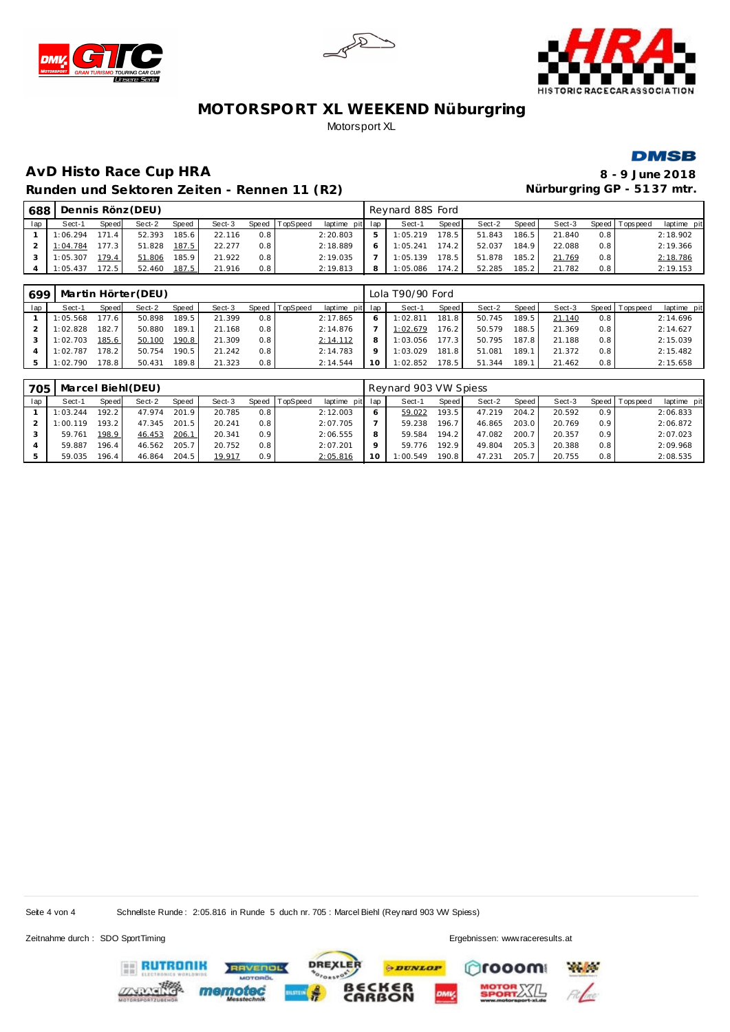# MOTORSPORT XL WEEKEND Nüburgring

Motorsport XL

## AvD Histo Race Cup HRA

**8 - 9 June 2018**

### Runden und Sektoren Zeiten - Rennen 11 (R2)

**Nürburgring GP - 5137 mtr.**

**688 | Dennis Rönz (DEU)** — Reynard 88S Ford

| lap | Sect-1 | Speed | Sect-2 | Speed | Sect-3 | Speed | TopSpeed | laptime | pit | lap | Sect-1 | Speed | Sect-2 | Speed | Sect-3 | Speed | Topspeed | laptime | pit |
|---|---|---|---|---|---|---|---|---|---|---|---|---|---|---|---|---|---|---|---|
| 1 | 1:06.294 | 171.4 | 52.393 | 185.6 | 22.116 | 0.8 | | 2:20.803 | | 5 | 1:05.219 | 178.5 | 51.843 | 186.5 | 21.840 | 0.8 | | 2:18.902 | |
| 2 | 1:04.784 | 177.3 | 51.828 | 187.5 | 22.277 | 0.8 | | 2:18.889 | | 6 | 1:05.241 | 174.2 | 52.037 | 184.9 | 22.088 | 0.8 | | 2:19.366 | |
| 3 | 1:05.307 | 179.4 | 51.806 | 185.9 | 21.922 | 0.8 | | 2:19.035 | | 7 | 1:05.139 | 178.5 | 51.878 | 185.2 | 21.769 | 0.8 | | 2:18.786 | |
| 4 | 1:05.437 | 172.5 | 52.460 | 187.5 | 21.916 | 0.8 | | 2:19.813 | | 8 | 1:05.086 | 174.2 | 52.285 | 185.2 | 21.782 | 0.8 | | 2:19.153 | |

**699 | Martin Hörter (DEU)** — Lola T90/90 Ford

| lap | Sect-1 | Speed | Sect-2 | Speed | Sect-3 | Speed | TopSpeed | laptime | pit | lap | Sect-1 | Speed | Sect-2 | Speed | Sect-3 | Speed | Topspeed | laptime | pit |
|---|---|---|---|---|---|---|---|---|---|---|---|---|---|---|---|---|---|---|---|
| 1 | 1:05.568 | 177.6 | 50.898 | 189.5 | 21.399 | 0.8 | | 2:17.865 | | 6 | 1:02.811 | 181.8 | 50.745 | 189.5 | 21.140 | 0.8 | | 2:14.696 | |
| 2 | 1:02.828 | 182.7 | 50.880 | 189.1 | 21.168 | 0.8 | | 2:14.876 | | 7 | 1:02.679 | 176.2 | 50.579 | 188.5 | 21.369 | 0.8 | | 2:14.627 | |
| 3 | 1:02.703 | 185.6 | 50.100 | 190.8 | 21.309 | 0.8 | | 2:14.112 | | 8 | 1:03.056 | 177.3 | 50.795 | 187.8 | 21.188 | 0.8 | | 2:15.039 | |
| 4 | 1:02.787 | 178.2 | 50.754 | 190.5 | 21.242 | 0.8 | | 2:14.783 | | 9 | 1:03.029 | 181.8 | 51.081 | 189.1 | 21.372 | 0.8 | | 2:15.482 | |
| 5 | 1:02.790 | 178.8 | 50.431 | 189.8 | 21.323 | 0.8 | | 2:14.544 | | 10 | 1:02.852 | 178.5 | 51.344 | 189.1 | 21.462 | 0.8 | | 2:15.658 | |

**705 | Marcel Biehl (DEU)** — Reynard 903 VW Spiess

| lap | Sect-1 | Speed | Sect-2 | Speed | Sect-3 | Speed | TopSpeed | laptime | pit | lap | Sect-1 | Speed | Sect-2 | Speed | Sect-3 | Speed | Topspeed | laptime | pit |
|---|---|---|---|---|---|---|---|---|---|---|---|---|---|---|---|---|---|---|---|
| 1 | 1:03.244 | 192.2 | 47.974 | 201.9 | 20.785 | 0.8 | | 2:12.003 | | 6 | 59.022 | 193.5 | 47.219 | 204.2 | 20.592 | 0.9 | | 2:06.833 | |
| 2 | 1:00.119 | 193.2 | 47.345 | 201.5 | 20.241 | 0.8 | | 2:07.705 | | 7 | 59.238 | 196.7 | 46.865 | 203.0 | 20.769 | 0.9 | | 2:06.872 | |
| 3 | 59.761 | 198.9 | 46.453 | 206.1 | 20.341 | 0.9 | | 2:06.555 | | 8 | 59.584 | 194.2 | 47.082 | 200.7 | 20.357 | 0.9 | | 2:07.023 | |
| 4 | 59.887 | 196.4 | 46.562 | 205.7 | 20.752 | 0.8 | | 2:07.201 | | 9 | 59.776 | 192.9 | 49.804 | 205.3 | 20.388 | 0.8 | | 2:09.968 | |
| 5 | 59.035 | 196.4 | 46.864 | 204.5 | 19.917 | 0.9 | | 2:05.816 | | 10 | 1:00.549 | 190.8 | 47.231 | 205.7 | 20.755 | 0.8 | | 2:08.535 | |

Schnellste Runde : 2:05.816 in Runde 5 duch nr. 705 : Marcel Biehl (Reynard 903 VW Spiess)

Zeitnahme durch : SDO SportTiming

Ergebnissen: www.raceresults.at